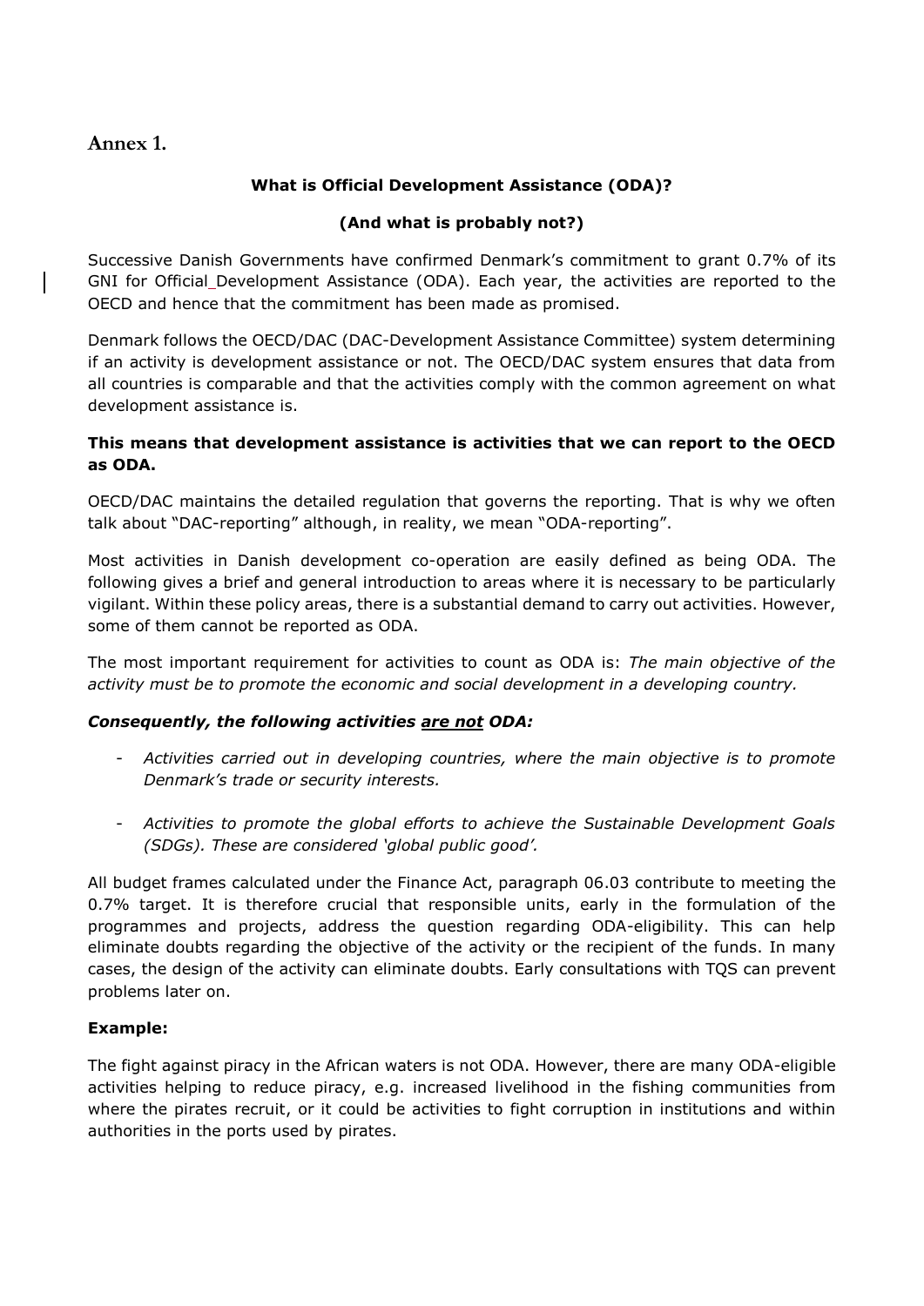## Annex 1.

**What is Official Development Assistance (ODA)?**

**(And what is probably not?)**

Successive Danish Governments have confirmed Denmark's commitment to grant 0.7% of its GNI for Official_Development Assistance (ODA). Each year, the activities are reported to the OECD and hence that the commitment has been made as promised.

Denmark follows the OECD/DAC (DAC-Development Assistance Committee) system determining if an activity is development assistance or not. The OECD/DAC system ensures that data from all countries is comparable and that the activities comply with the common agreement on what development assistance is.

**This means that development assistance is activities that we can report to the OECD as ODA.**

OECD/DAC maintains the detailed regulation that governs the reporting. That is why we often talk about "DAC-reporting" although, in reality, we mean "ODA-reporting".

Most activities in Danish development co-operation are easily defined as being ODA. The following gives a brief and general introduction to areas where it is necessary to be particularly vigilant. Within these policy areas, there is a substantial demand to carry out activities. However, some of them cannot be reported as ODA.

The most important requirement for activities to count as ODA is: *The main objective of the activity must be to promote the economic and social development in a developing country.*

***Consequently, the following activities are not ODA:***

- *Activities carried out in developing countries, where the main objective is to promote Denmark's trade or security interests.*
- *Activities to promote the global efforts to achieve the Sustainable Development Goals (SDGs). These are considered 'global public good'.*

All budget frames calculated under the Finance Act, paragraph 06.03 contribute to meeting the 0.7% target. It is therefore crucial that responsible units, early in the formulation of the programmes and projects, address the question regarding ODA-eligibility. This can help eliminate doubts regarding the objective of the activity or the recipient of the funds. In many cases, the design of the activity can eliminate doubts. Early consultations with TQS can prevent problems later on.

**Example:**

The fight against piracy in the African waters is not ODA. However, there are many ODA-eligible activities helping to reduce piracy, e.g. increased livelihood in the fishing communities from where the pirates recruit, or it could be activities to fight corruption in institutions and within authorities in the ports used by pirates.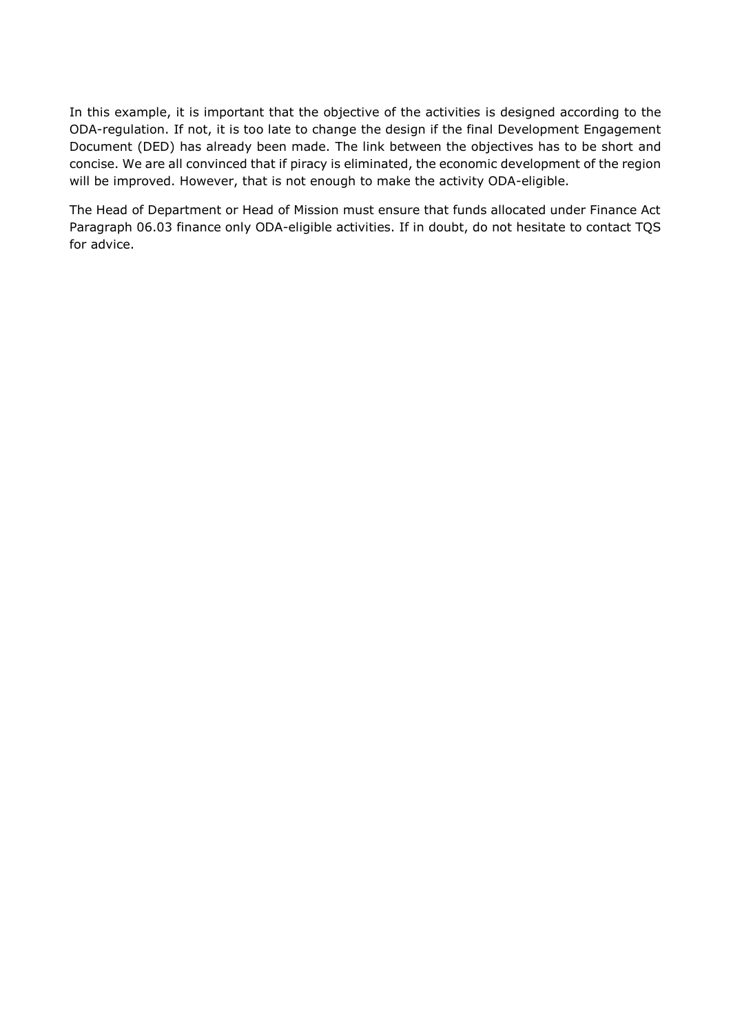In this example, it is important that the objective of the activities is designed according to the ODA-regulation. If not, it is too late to change the design if the final Development Engagement Document (DED) has already been made. The link between the objectives has to be short and concise. We are all convinced that if piracy is eliminated, the economic development of the region will be improved. However, that is not enough to make the activity ODA-eligible.

The Head of Department or Head of Mission must ensure that funds allocated under Finance Act Paragraph 06.03 finance only ODA-eligible activities. If in doubt, do not hesitate to contact TQS for advice.